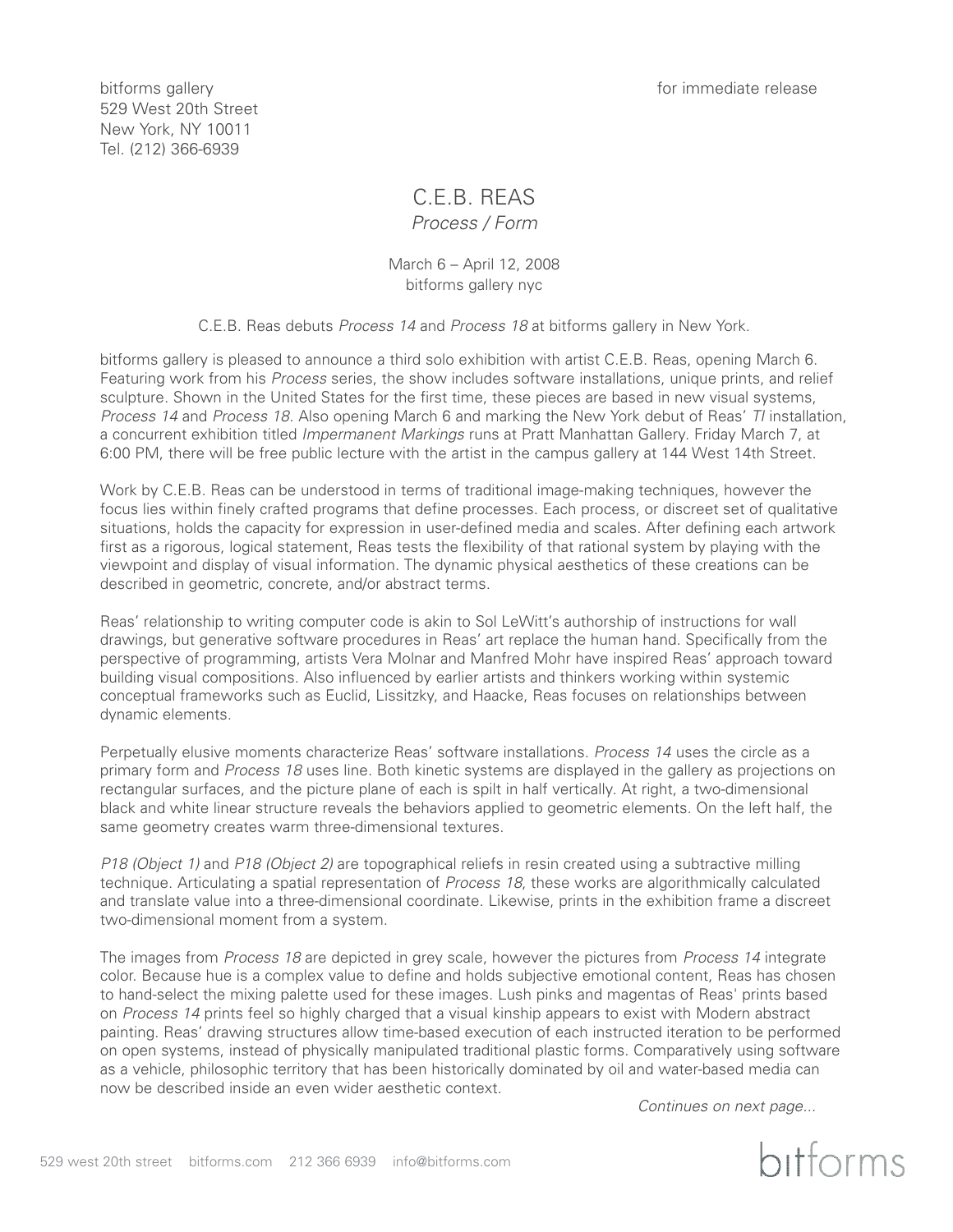bitforms gallery
529 West 20th Street
New York, NY 10011
Tel. (212) 366-6939

for immediate release

# C.E.B. REAS

*Process / Form*

March 6 – April 12, 2008
bitforms gallery nyc

C.E.B. Reas debuts *Process 14* and *Process 18* at bitforms gallery in New York.

bitforms gallery is pleased to announce a third solo exhibition with artist C.E.B. Reas, opening March 6. Featuring work from his *Process* series, the show includes software installations, unique prints, and relief sculpture. Shown in the United States for the first time, these pieces are based in new visual systems, *Process 14* and *Process 18*. Also opening March 6 and marking the New York debut of Reas' *TI* installation, a concurrent exhibition titled *Impermanent Markings* runs at Pratt Manhattan Gallery. Friday March 7, at 6:00 PM, there will be free public lecture with the artist in the campus gallery at 144 West 14th Street.

Work by C.E.B. Reas can be understood in terms of traditional image-making techniques, however the focus lies within finely crafted programs that define processes. Each process, or discreet set of qualitative situations, holds the capacity for expression in user-defined media and scales. After defining each artwork first as a rigorous, logical statement, Reas tests the flexibility of that rational system by playing with the viewpoint and display of visual information. The dynamic physical aesthetics of these creations can be described in geometric, concrete, and/or abstract terms.

Reas' relationship to writing computer code is akin to Sol LeWitt's authorship of instructions for wall drawings, but generative software procedures in Reas' art replace the human hand. Specifically from the perspective of programming, artists Vera Molnar and Manfred Mohr have inspired Reas' approach toward building visual compositions. Also influenced by earlier artists and thinkers working within systemic conceptual frameworks such as Euclid, Lissitzky, and Haacke, Reas focuses on relationships between dynamic elements.

Perpetually elusive moments characterize Reas' software installations. *Process 14* uses the circle as a primary form and *Process 18* uses line. Both kinetic systems are displayed in the gallery as projections on rectangular surfaces, and the picture plane of each is spilt in half vertically. At right, a two-dimensional black and white linear structure reveals the behaviors applied to geometric elements. On the left half, the same geometry creates warm three-dimensional textures.

*P18 (Object 1)* and *P18 (Object 2)* are topographical reliefs in resin created using a subtractive milling technique. Articulating a spatial representation of *Process 18*, these works are algorithmically calculated and translate value into a three-dimensional coordinate. Likewise, prints in the exhibition frame a discreet two-dimensional moment from a system.

The images from *Process 18* are depicted in grey scale, however the pictures from *Process 14* integrate color. Because hue is a complex value to define and holds subjective emotional content, Reas has chosen to hand-select the mixing palette used for these images. Lush pinks and magentas of Reas' prints based on *Process 14* prints feel so highly charged that a visual kinship appears to exist with Modern abstract painting. Reas' drawing structures allow time-based execution of each instructed iteration to be performed on open systems, instead of physically manipulated traditional plastic forms. Comparatively using software as a vehicle, philosophic territory that has been historically dominated by oil and water-based media can now be described inside an even wider aesthetic context.

*Continues on next page...*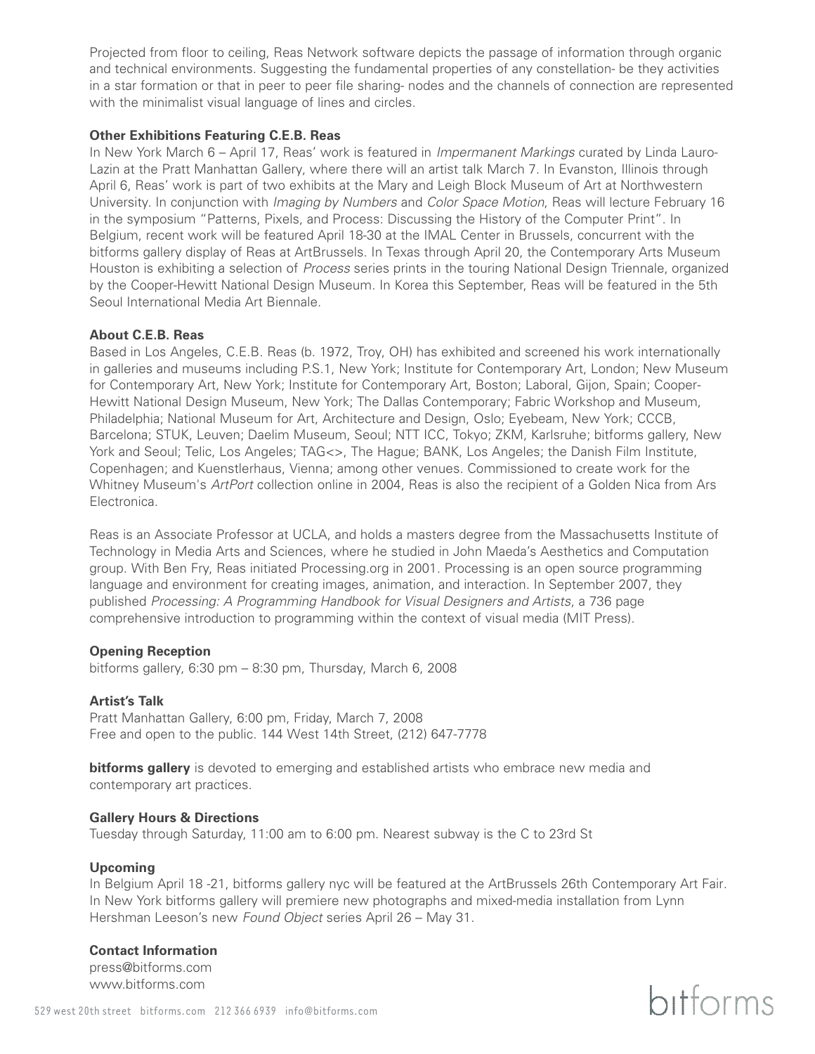Projected from floor to ceiling, Reas Network software depicts the passage of information through organic and technical environments. Suggesting the fundamental properties of any constellation- be they activities in a star formation or that in peer to peer file sharing- nodes and the channels of connection are represented with the minimalist visual language of lines and circles.

**Other Exhibitions Featuring C.E.B. Reas**

In New York March 6 – April 17, Reas' work is featured in *Impermanent Markings* curated by Linda Lauro-Lazin at the Pratt Manhattan Gallery, where there will an artist talk March 7. In Evanston, Illinois through April 6, Reas' work is part of two exhibits at the Mary and Leigh Block Museum of Art at Northwestern University. In conjunction with *Imaging by Numbers* and *Color Space Motion*, Reas will lecture February 16 in the symposium "Patterns, Pixels, and Process: Discussing the History of the Computer Print". In Belgium, recent work will be featured April 18-30 at the IMAL Center in Brussels, concurrent with the bitforms gallery display of Reas at ArtBrussels. In Texas through April 20, the Contemporary Arts Museum Houston is exhibiting a selection of *Process* series prints in the touring National Design Triennale, organized by the Cooper-Hewitt National Design Museum. In Korea this September, Reas will be featured in the 5th Seoul International Media Art Biennale.

**About C.E.B. Reas**

Based in Los Angeles, C.E.B. Reas (b. 1972, Troy, OH) has exhibited and screened his work internationally in galleries and museums including P.S.1, New York; Institute for Contemporary Art, London; New Museum for Contemporary Art, New York; Institute for Contemporary Art, Boston; Laboral, Gijon, Spain; Cooper-Hewitt National Design Museum, New York; The Dallas Contemporary; Fabric Workshop and Museum, Philadelphia; National Museum for Art, Architecture and Design, Oslo; Eyebeam, New York; CCCB, Barcelona; STUK, Leuven; Daelim Museum, Seoul; NTT ICC, Tokyo; ZKM, Karlsruhe; bitforms gallery, New York and Seoul; Telic, Los Angeles; TAG<>, The Hague; BANK, Los Angeles; the Danish Film Institute, Copenhagen; and Kuenstlerhaus, Vienna; among other venues. Commissioned to create work for the Whitney Museum's *ArtPort* collection online in 2004, Reas is also the recipient of a Golden Nica from Ars Electronica.

Reas is an Associate Professor at UCLA, and holds a masters degree from the Massachusetts Institute of Technology in Media Arts and Sciences, where he studied in John Maeda's Aesthetics and Computation group. With Ben Fry, Reas initiated Processing.org in 2001. Processing is an open source programming language and environment for creating images, animation, and interaction. In September 2007, they published *Processing: A Programming Handbook for Visual Designers and Artists*, a 736 page comprehensive introduction to programming within the context of visual media (MIT Press).

**Opening Reception**

bitforms gallery, 6:30 pm – 8:30 pm, Thursday, March 6, 2008

**Artist's Talk**

Pratt Manhattan Gallery, 6:00 pm, Friday, March 7, 2008
Free and open to the public. 144 West 14th Street, (212) 647-7778

**bitforms gallery** is devoted to emerging and established artists who embrace new media and contemporary art practices.

**Gallery Hours & Directions**

Tuesday through Saturday, 11:00 am to 6:00 pm. Nearest subway is the C to 23rd St

**Upcoming**

In Belgium April 18 -21, bitforms gallery nyc will be featured at the ArtBrussels 26th Contemporary Art Fair. In New York bitforms gallery will premiere new photographs and mixed-media installation from Lynn Hershman Leeson's new *Found Object* series April 26 – May 31.

**Contact Information**

press@bitforms.com
www.bitforms.com